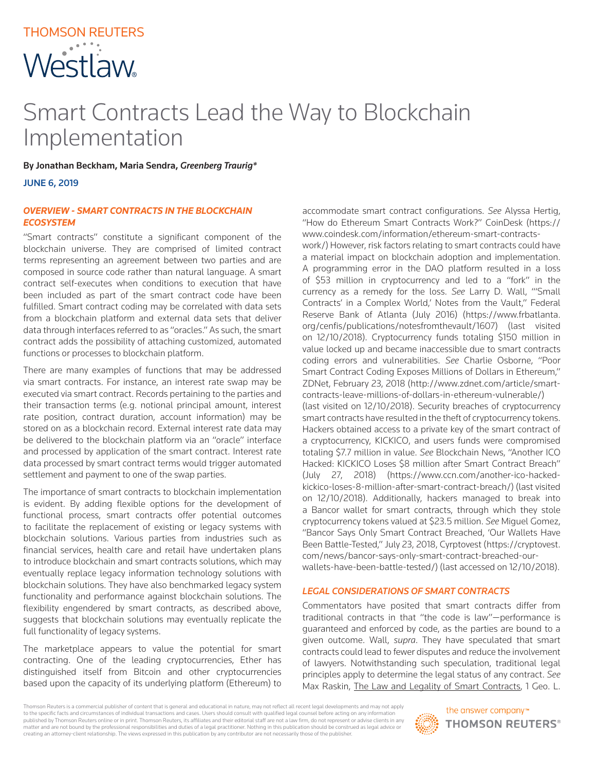THOMSON REUTERS

Westlaw

# Smart Contracts Lead the Way to Blockchain Implementation

**By Jonathan Beckham, Maria Sendra, *Greenberg Traurig****

**JUNE 6, 2019**

### *OVERVIEW - SMART CONTRACTS IN THE BLOCKCHAIN ECOSYSTEM*

"Smart contracts" constitute a significant component of the blockchain universe. They are comprised of limited contract terms representing an agreement between two parties and are composed in source code rather than natural language. A smart contract self-executes when conditions to execution that have been included as part of the smart contract code have been fulfilled. Smart contract coding may be correlated with data sets from a blockchain platform and external data sets that deliver data through interfaces referred to as "oracles." As such, the smart contract adds the possibility of attaching customized, automated functions or processes to blockchain platform.

There are many examples of functions that may be addressed via smart contracts. For instance, an interest rate swap may be executed via smart contract. Records pertaining to the parties and their transaction terms (e.g. notional principal amount, interest rate position, contract duration, account information) may be stored on as a blockchain record. External interest rate data may be delivered to the blockchain platform via an "oracle" interface and processed by application of the smart contract. Interest rate data processed by smart contract terms would trigger automated settlement and payment to one of the swap parties.

The importance of smart contracts to blockchain implementation is evident. By adding flexible options for the development of functional process, smart contracts offer potential outcomes to facilitate the replacement of existing or legacy systems with blockchain solutions. Various parties from industries such as financial services, health care and retail have undertaken plans to introduce blockchain and smart contracts solutions, which may eventually replace legacy information technology solutions with blockchain solutions. They have also benchmarked legacy system functionality and performance against blockchain solutions. The flexibility engendered by smart contracts, as described above, suggests that blockchain solutions may eventually replicate the full functionality of legacy systems.

The marketplace appears to value the potential for smart contracting. One of the leading cryptocurrencies, Ether has distinguished itself from Bitcoin and other cryptocurrencies based upon the capacity of its underlying platform (Ethereum) to accommodate smart contract configurations. *See* Alyssa Hertig, "How do Ethereum Smart Contracts Work?" CoinDesk (https://www.coindesk.com/information/ethereum-smart-contracts-work/) However, risk factors relating to smart contracts could have a material impact on blockchain adoption and implementation. A programming error in the DAO platform resulted in a loss of $53 million in cryptocurrency and led to a "fork" in the currency as a remedy for the loss. *See* Larry D. Wall, "'Small Contracts' in a Complex World,' Notes from the Vault," Federal Reserve Bank of Atlanta (July 2016) (https://www.frbatlanta.org/cenfis/publications/notesfromthevault/1607) (last visited on 12/10/2018). Cryptocurrency funds totaling $150 million in value locked up and became inaccessible due to smart contracts coding errors and vulnerabilities. *See* Charlie Osborne, "Poor Smart Contract Coding Exposes Millions of Dollars in Ethereum," ZDNet, February 23, 2018 (http://www.zdnet.com/article/smart-contracts-leave-millions-of-dollars-in-ethereum-vulnerable/) (last visited on 12/10/2018). Security breaches of cryptocurrency smart contracts have resulted in the theft of cryptocurrency tokens. Hackers obtained access to a private key of the smart contract of a cryptocurrency, KICKICO, and users funds were compromised totaling $7.7 million in value. *See* Blockchain News, "Another ICO Hacked: KICKICO Loses $8 million after Smart Contract Breach" (July 27, 2018) (https://www.ccn.com/another-ico-hacked-kickico-loses-8-million-after-smart-contract-breach/) (last visited on 12/10/2018). Additionally, hackers managed to break into a Bancor wallet for smart contracts, through which they stole cryptocurrency tokens valued at $23.5 million. *See* Miguel Gomez, "Bancor Says Only Smart Contract Breached, 'Our Wallets Have Been Battle-Tested,'" July 23, 2018, Cyrptovest (https://cryptovest.com/news/bancor-says-only-smart-contract-breached-our-wallets-have-been-battle-tested/) (last accessed on 12/10/2018).

### *LEGAL CONSIDERATIONS OF SMART CONTRACTS*

Commentators have posited that smart contracts differ from traditional contracts in that "the code is law"—performance is guaranteed and enforced by code, as the parties are bound to a given outcome. Wall, *supra*. They have speculated that smart contracts could lead to fewer disputes and reduce the involvement of lawyers. Notwithstanding such speculation, traditional legal principles apply to determine the legal status of any contract. *See* Max Raskin, The Law and Legality of Smart Contracts, 1 Geo. L.

Thomson Reuters is a commercial publisher of content that is general and educational in nature, may not reflect all recent legal developments and may not apply to the specific facts and circumstances of individual transactions and cases. Users should consult with qualified legal counsel before acting on any information published by Thomson Reuters online or in print. Thomson Reuters, its affiliates and their editorial staff are not a law firm, do not represent or advise clients in any matter and are not bound by the professional responsibilities and duties of a legal practitioner. Nothing in this publication should be construed as legal advice or creating an attorney-client relationship. The views expressed in this publication by any contributor are not necessarily those of the publisher.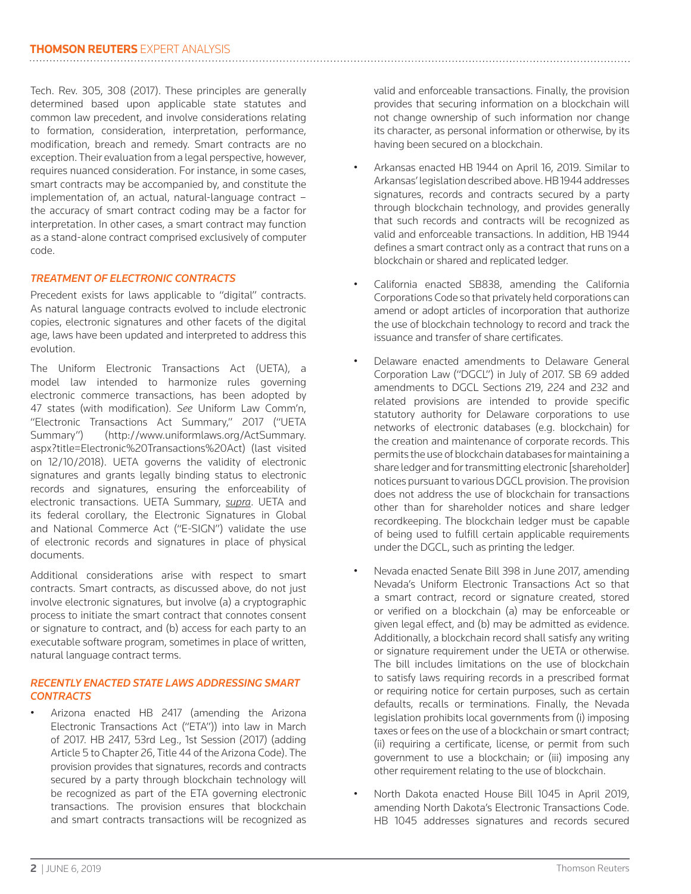Tech. Rev. 305, 308 (2017). These principles are generally determined based upon applicable state statutes and common law precedent, and involve considerations relating to formation, consideration, interpretation, performance, modification, breach and remedy. Smart contracts are no exception. Their evaluation from a legal perspective, however, requires nuanced consideration. For instance, in some cases, smart contracts may be accompanied by, and constitute the implementation of, an actual, natural-language contract – the accuracy of smart contract coding may be a factor for interpretation. In other cases, a smart contract may function as a stand-alone contract comprised exclusively of computer code.

### *TREATMENT OF ELECTRONIC CONTRACTS*

Precedent exists for laws applicable to "digital" contracts. As natural language contracts evolved to include electronic copies, electronic signatures and other facets of the digital age, laws have been updated and interpreted to address this evolution.

The Uniform Electronic Transactions Act (UETA), a model law intended to harmonize rules governing electronic commerce transactions, has been adopted by 47 states (with modification). *See* Uniform Law Comm'n, "Electronic Transactions Act Summary," 2017 ("UETA Summary") (http://www.uniformlaws.org/ActSummary.aspx?title=Electronic%20Transactions%20Act) (last visited on 12/10/2018). UETA governs the validity of electronic signatures and grants legally binding status to electronic records and signatures, ensuring the enforceability of electronic transactions. UETA Summary, *supra*. UETA and its federal corollary, the Electronic Signatures in Global and National Commerce Act ("E-SIGN") validate the use of electronic records and signatures in place of physical documents.

Additional considerations arise with respect to smart contracts. Smart contracts, as discussed above, do not just involve electronic signatures, but involve (a) a cryptographic process to initiate the smart contract that connotes consent or signature to contract, and (b) access for each party to an executable software program, sometimes in place of written, natural language contract terms.

### *RECENTLY ENACTED STATE LAWS ADDRESSING SMART CONTRACTS*

- Arizona enacted HB 2417 (amending the Arizona Electronic Transactions Act ("ETA")) into law in March of 2017. HB 2417, 53rd Leg., 1st Session (2017) (adding Article 5 to Chapter 26, Title 44 of the Arizona Code). The provision provides that signatures, records and contracts secured by a party through blockchain technology will be recognized as part of the ETA governing electronic transactions. The provision ensures that blockchain and smart contracts transactions will be recognized as valid and enforceable transactions. Finally, the provision provides that securing information on a blockchain will not change ownership of such information nor change its character, as personal information or otherwise, by its having been secured on a blockchain.
- Arkansas enacted HB 1944 on April 16, 2019. Similar to Arkansas' legislation described above. HB 1944 addresses signatures, records and contracts secured by a party through blockchain technology, and provides generally that such records and contracts will be recognized as valid and enforceable transactions. In addition, HB 1944 defines a smart contract only as a contract that runs on a blockchain or shared and replicated ledger.
- California enacted SB838, amending the California Corporations Code so that privately held corporations can amend or adopt articles of incorporation that authorize the use of blockchain technology to record and track the issuance and transfer of share certificates.
- Delaware enacted amendments to Delaware General Corporation Law ("DGCL") in July of 2017. SB 69 added amendments to DGCL Sections 219, 224 and 232 and related provisions are intended to provide specific statutory authority for Delaware corporations to use networks of electronic databases (e.g. blockchain) for the creation and maintenance of corporate records. This permits the use of blockchain databases for maintaining a share ledger and for transmitting electronic [shareholder] notices pursuant to various DGCL provision. The provision does not address the use of blockchain for transactions other than for shareholder notices and share ledger recordkeeping. The blockchain ledger must be capable of being used to fulfill certain applicable requirements under the DGCL, such as printing the ledger.
- Nevada enacted Senate Bill 398 in June 2017, amending Nevada's Uniform Electronic Transactions Act so that a smart contract, record or signature created, stored or verified on a blockchain (a) may be enforceable or given legal effect, and (b) may be admitted as evidence. Additionally, a blockchain record shall satisfy any writing or signature requirement under the UETA or otherwise. The bill includes limitations on the use of blockchain to satisfy laws requiring records in a prescribed format or requiring notice for certain purposes, such as certain defaults, recalls or terminations. Finally, the Nevada legislation prohibits local governments from (i) imposing taxes or fees on the use of a blockchain or smart contract; (ii) requiring a certificate, license, or permit from such government to use a blockchain; or (iii) imposing any other requirement relating to the use of blockchain.
- North Dakota enacted House Bill 1045 in April 2019, amending North Dakota's Electronic Transactions Code. HB 1045 addresses signatures and records secured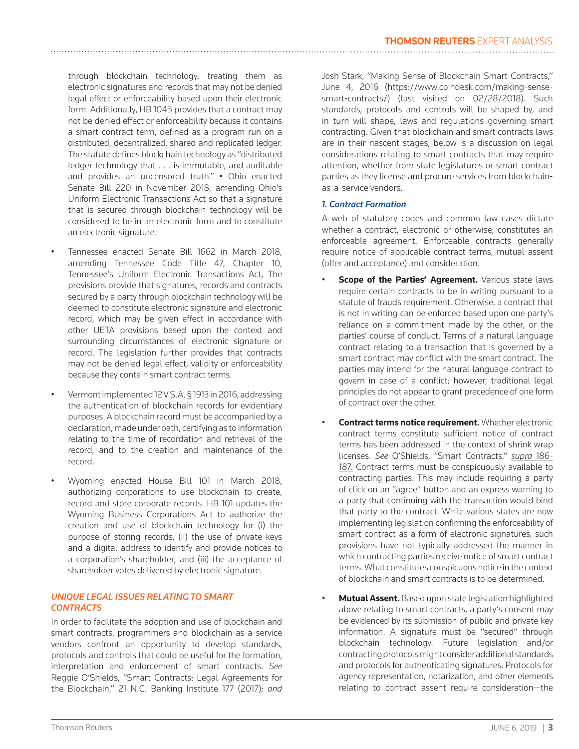through blockchain technology, treating them as electronic signatures and records that may not be denied legal effect or enforceability based upon their electronic form. Additionally, HB 1045 provides that a contract may not be denied effect or enforceability because it contains a smart contract term, defined as a program run on a distributed, decentralized, shared and replicated ledger. The statute defines blockchain technology as "distributed ledger technology that . . . is immutable, and auditable and provides an uncensored truth." • Ohio enacted Senate Bill 220 in November 2018, amending Ohio's Uniform Electronic Transactions Act so that a signature that is secured through blockchain technology will be considered to be in an electronic form and to constitute an electronic signature.

- Tennessee enacted Senate Bill 1662 in March 2018, amending Tennessee Code Title 47, Chapter 10, Tennessee's Uniform Electronic Transactions Act, The provisions provide that signatures, records and contracts secured by a party through blockchain technology will be deemed to constitute electronic signature and electronic record, which may be given effect in accordance with other UETA provisions based upon the context and surrounding circumstances of electronic signature or record. The legislation further provides that contracts may not be denied legal effect, validity or enforceability because they contain smart contract terms.

- Vermont implemented 12 V.S.A. § 1913 in 2016, addressing the authentication of blockchain records for evidentiary purposes. A blockchain record must be accompanied by a declaration, made under oath, certifying as to information relating to the time of recordation and retrieval of the record, and to the creation and maintenance of the record.

- Wyoming enacted House Bill 101 in March 2018, authorizing corporations to use blockchain to create, record and store corporate records. HB 101 updates the Wyoming Business Corporations Act to authorize the creation and use of blockchain technology for (i) the purpose of storing records, (ii) the use of private keys and a digital address to identify and provide notices to a corporation's shareholder, and (iii) the acceptance of shareholder votes delivered by electronic signature.

## *UNIQUE LEGAL ISSUES RELATING TO SMART CONTRACTS*

In order to facilitate the adoption and use of blockchain and smart contracts, programmers and blockchain-as-a-service vendors confront an opportunity to develop standards, protocols and controls that could be useful for the formation, interpretation and enforcement of smart contracts. *See* Reggie O'Shields, "Smart Contracts: Legal Agreements for the Blockchain," 21 N.C. Banking Institute 177 (2017); *and* Josh Stark, "Making Sense of Blockchain Smart Contracts," June 4, 2016 (https://www.coindesk.com/making-sense-smart-contracts/) (last visited on 02/28/2018). Such standards, protocols and controls will be shaped by, and in turn will shape, laws and regulations governing smart contracting. Given that blockchain and smart contracts laws are in their nascent stages, below is a discussion on legal considerations relating to smart contracts that may require attention, whether from state legislatures or smart contract parties as they license and procure services from blockchain-as-a-service vendors.

### *1. Contract Formation*

A web of statutory codes and common law cases dictate whether a contract, electronic or otherwise, constitutes an enforceable agreement. Enforceable contracts generally require notice of applicable contract terms, mutual assent (offer and acceptance) and consideration.

- **Scope of the Parties' Agreement.** Various state laws require certain contracts to be in writing pursuant to a statute of frauds requirement. Otherwise, a contract that is not in writing can be enforced based upon one party's reliance on a commitment made by the other, or the parties' course of conduct. Terms of a natural language contract relating to a transaction that is governed by a smart contract may conflict with the smart contract. The parties may intend for the natural language contract to govern in case of a conflict; however, traditional legal principles do not appear to grant precedence of one form of contract over the other.

- **Contract terms notice requirement.** Whether electronic contract terms constitute sufficient notice of contract terms has been addressed in the context of shrink wrap licenses. *See* O'Shields, "Smart Contracts," *supra* 186-187. Contract terms must be conspicuously available to contracting parties. This may include requiring a party of click on an "agree" button and an express warning to a party that continuing with the transaction would bind that party to the contract. While various states are now implementing legislation confirming the enforceability of smart contract as a form of electronic signatures, such provisions have not typically addressed the manner in which contracting parties receive notice of smart contract terms. What constitutes conspicuous notice in the context of blockchain and smart contracts is to be determined.

- **Mutual Assent.** Based upon state legislation highlighted above relating to smart contracts, a party's consent may be evidenced by its submission of public and private key information. A signature must be "secured" through blockchain technology. Future legislation and/or contracting protocols might consider additional standards and protocols for authenticating signatures. Protocols for agency representation, notarization, and other elements relating to contract assent require consideration—the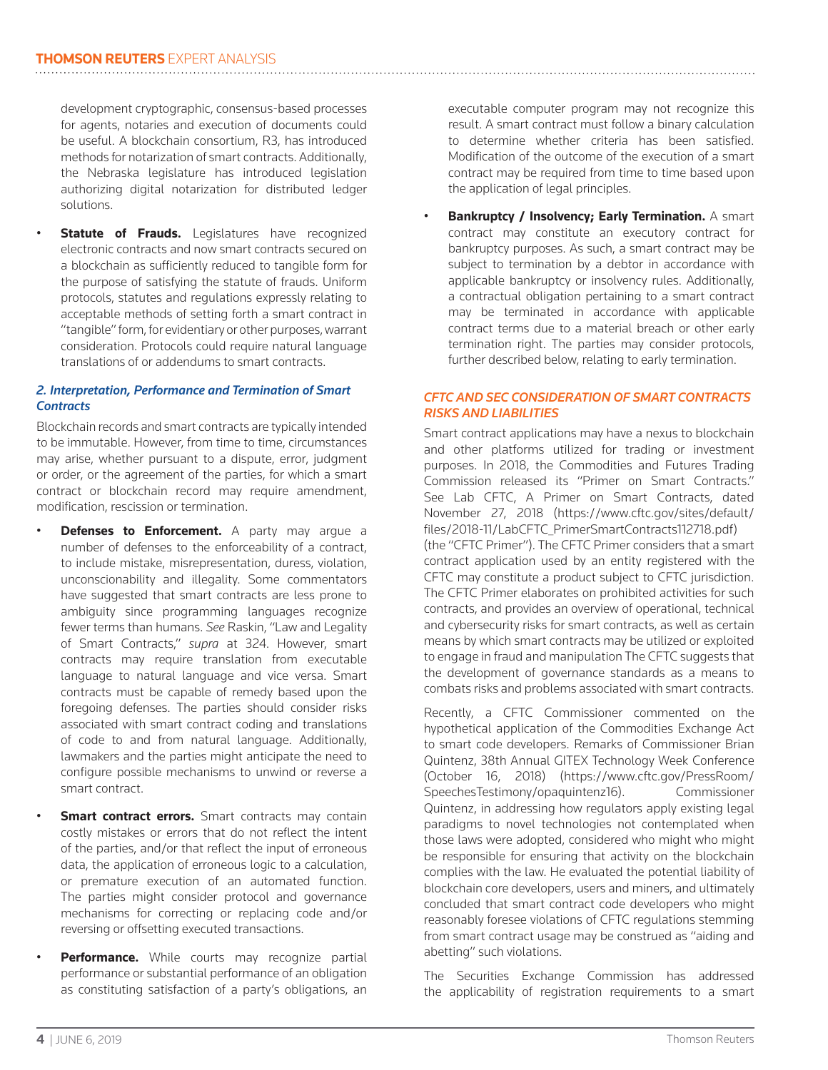development cryptographic, consensus-based processes for agents, notaries and execution of documents could be useful. A blockchain consortium, R3, has introduced methods for notarization of smart contracts. Additionally, the Nebraska legislature has introduced legislation authorizing digital notarization for distributed ledger solutions.

- **Statute of Frauds.** Legislatures have recognized electronic contracts and now smart contracts secured on a blockchain as sufficiently reduced to tangible form for the purpose of satisfying the statute of frauds. Uniform protocols, statutes and regulations expressly relating to acceptable methods of setting forth a smart contract in "tangible" form, for evidentiary or other purposes, warrant consideration. Protocols could require natural language translations of or addendums to smart contracts.

### *2. Interpretation, Performance and Termination of Smart Contracts*

Blockchain records and smart contracts are typically intended to be immutable. However, from time to time, circumstances may arise, whether pursuant to a dispute, error, judgment or order, or the agreement of the parties, for which a smart contract or blockchain record may require amendment, modification, rescission or termination.

- **Defenses to Enforcement.** A party may argue a number of defenses to the enforceability of a contract, to include mistake, misrepresentation, duress, violation, unconscionability and illegality. Some commentators have suggested that smart contracts are less prone to ambiguity since programming languages recognize fewer terms than humans. *See* Raskin, "Law and Legality of Smart Contracts," *supra* at 324. However, smart contracts may require translation from executable language to natural language and vice versa. Smart contracts must be capable of remedy based upon the foregoing defenses. The parties should consider risks associated with smart contract coding and translations of code to and from natural language. Additionally, lawmakers and the parties might anticipate the need to configure possible mechanisms to unwind or reverse a smart contract.

- **Smart contract errors.** Smart contracts may contain costly mistakes or errors that do not reflect the intent of the parties, and/or that reflect the input of erroneous data, the application of erroneous logic to a calculation, or premature execution of an automated function. The parties might consider protocol and governance mechanisms for correcting or replacing code and/or reversing or offsetting executed transactions.

- **Performance.** While courts may recognize partial performance or substantial performance of an obligation as constituting satisfaction of a party's obligations, an executable computer program may not recognize this result. A smart contract must follow a binary calculation to determine whether criteria has been satisfied. Modification of the outcome of the execution of a smart contract may be required from time to time based upon the application of legal principles.

- **Bankruptcy / Insolvency; Early Termination.** A smart contract may constitute an executory contract for bankruptcy purposes. As such, a smart contract may be subject to termination by a debtor in accordance with applicable bankruptcy or insolvency rules. Additionally, a contractual obligation pertaining to a smart contract may be terminated in accordance with applicable contract terms due to a material breach or other early termination right. The parties may consider protocols, further described below, relating to early termination.

## *CFTC AND SEC CONSIDERATION OF SMART CONTRACTS RISKS AND LIABILITIES*

Smart contract applications may have a nexus to blockchain and other platforms utilized for trading or investment purposes. In 2018, the Commodities and Futures Trading Commission released its "Primer on Smart Contracts." See Lab CFTC, A Primer on Smart Contracts, dated November 27, 2018 (https://www.cftc.gov/sites/default/files/2018-11/LabCFTC_PrimerSmartContracts112718.pdf) (the "CFTC Primer"). The CFTC Primer considers that a smart contract application used by an entity registered with the CFTC may constitute a product subject to CFTC jurisdiction. The CFTC Primer elaborates on prohibited activities for such contracts, and provides an overview of operational, technical and cybersecurity risks for smart contracts, as well as certain means by which smart contracts may be utilized or exploited to engage in fraud and manipulation The CFTC suggests that the development of governance standards as a means to combats risks and problems associated with smart contracts.

Recently, a CFTC Commissioner commented on the hypothetical application of the Commodities Exchange Act to smart code developers. Remarks of Commissioner Brian Quintenz, 38th Annual GITEX Technology Week Conference (October 16, 2018) (https://www.cftc.gov/PressRoom/SpeechesTestimony/opaquintenz16). Commissioner Quintenz, in addressing how regulators apply existing legal paradigms to novel technologies not contemplated when those laws were adopted, considered who might who might be responsible for ensuring that activity on the blockchain complies with the law. He evaluated the potential liability of blockchain core developers, users and miners, and ultimately concluded that smart contract code developers who might reasonably foresee violations of CFTC regulations stemming from smart contract usage may be construed as "aiding and abetting" such violations.

The Securities Exchange Commission has addressed the applicability of registration requirements to a smart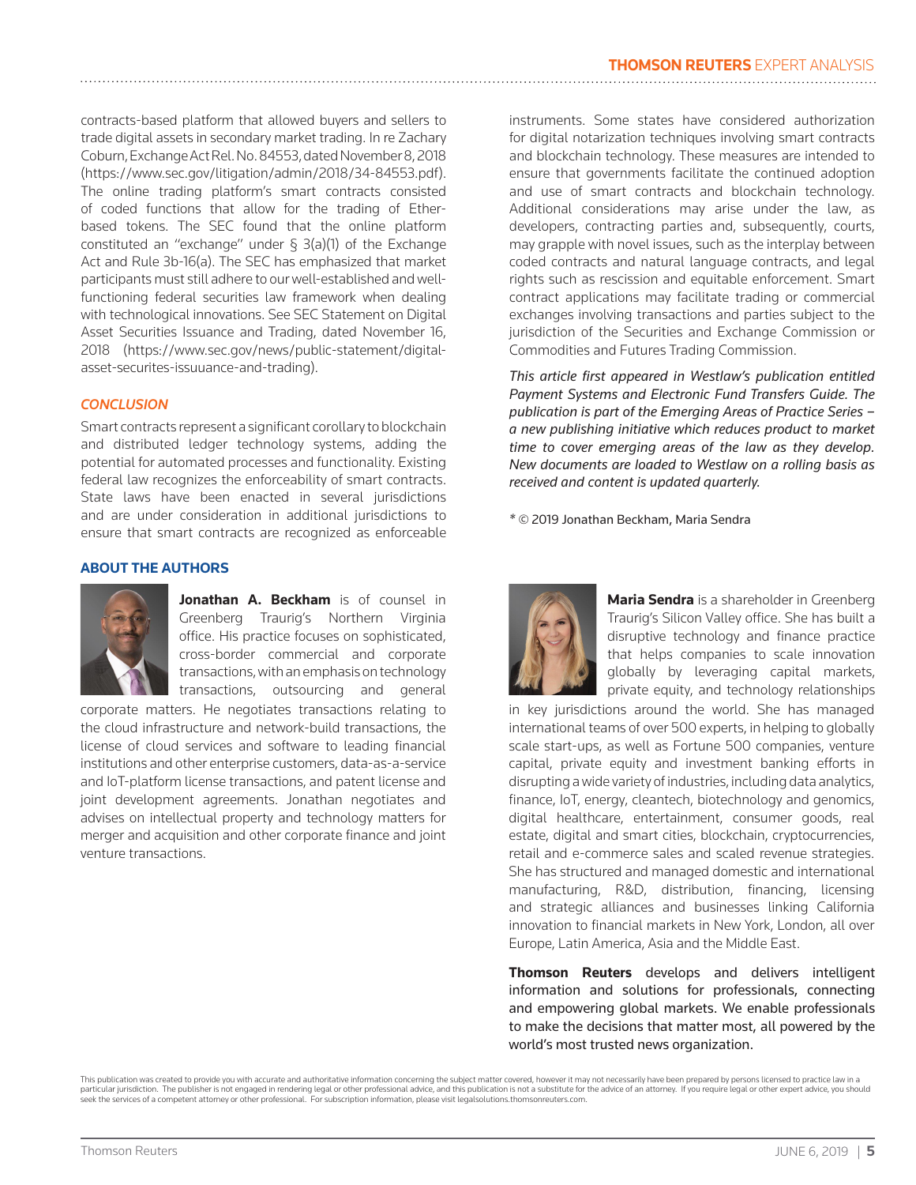contracts-based platform that allowed buyers and sellers to trade digital assets in secondary market trading. In re Zachary Coburn, Exchange Act Rel. No. 84553, dated November 8, 2018 (https://www.sec.gov/litigation/admin/2018/34-84553.pdf). The online trading platform's smart contracts consisted of coded functions that allow for the trading of Ether-based tokens. The SEC found that the online platform constituted an "exchange" under § 3(a)(1) of the Exchange Act and Rule 3b-16(a). The SEC has emphasized that market participants must still adhere to our well-established and well-functioning federal securities law framework when dealing with technological innovations. See SEC Statement on Digital Asset Securities Issuance and Trading, dated November 16, 2018 (https://www.sec.gov/news/public-statement/digital-asset-securites-issuuance-and-trading).

## CONCLUSION

Smart contracts represent a significant corollary to blockchain and distributed ledger technology systems, adding the potential for automated processes and functionality. Existing federal law recognizes the enforceability of smart contracts. State laws have been enacted in several jurisdictions and are under consideration in additional jurisdictions to ensure that smart contracts are recognized as enforceable instruments. Some states have considered authorization for digital notarization techniques involving smart contracts and blockchain technology. These measures are intended to ensure that governments facilitate the continued adoption and use of smart contracts and blockchain technology. Additional considerations may arise under the law, as developers, contracting parties and, subsequently, courts, may grapple with novel issues, such as the interplay between coded contracts and natural language contracts, and legal rights such as rescission and equitable enforcement. Smart contract applications may facilitate trading or commercial exchanges involving transactions and parties subject to the jurisdiction of the Securities and Exchange Commission or Commodities and Futures Trading Commission.

*This article first appeared in Westlaw's publication entitled Payment Systems and Electronic Fund Transfers Guide. The publication is part of the Emerging Areas of Practice Series – a new publishing initiative which reduces product to market time to cover emerging areas of the law as they develop. New documents are loaded to Westlaw on a rolling basis as received and content is updated quarterly.*

\* © 2019 Jonathan Beckham, Maria Sendra

## ABOUT THE AUTHORS

**Jonathan A. Beckham** is of counsel in Greenberg Traurig's Northern Virginia office. His practice focuses on sophisticated, cross-border commercial and corporate transactions, with an emphasis on technology transactions, outsourcing and general corporate matters. He negotiates transactions relating to the cloud infrastructure and network-build transactions, the license of cloud services and software to leading financial institutions and other enterprise customers, data-as-a-service and IoT-platform license transactions, and patent license and joint development agreements. Jonathan negotiates and advises on intellectual property and technology matters for merger and acquisition and other corporate finance and joint venture transactions.

**Maria Sendra** is a shareholder in Greenberg Traurig's Silicon Valley office. She has built a disruptive technology and finance practice that helps companies to scale innovation globally by leveraging capital markets, private equity, and technology relationships in key jurisdictions around the world. She has managed international teams of over 500 experts, in helping to globally scale start-ups, as well as Fortune 500 companies, venture capital, private equity and investment banking efforts in disrupting a wide variety of industries, including data analytics, finance, IoT, energy, cleantech, biotechnology and genomics, digital healthcare, entertainment, consumer goods, real estate, digital and smart cities, blockchain, cryptocurrencies, retail and e-commerce sales and scaled revenue strategies. She has structured and managed domestic and international manufacturing, R&D, distribution, financing, licensing and strategic alliances and businesses linking California innovation to financial markets in New York, London, all over Europe, Latin America, Asia and the Middle East.

**Thomson Reuters** develops and delivers intelligent information and solutions for professionals, connecting and empowering global markets. We enable professionals to make the decisions that matter most, all powered by the world's most trusted news organization.

This publication was created to provide you with accurate and authoritative information concerning the subject matter covered, however it may not necessarily have been prepared by persons licensed to practice law in a particular jurisdiction. The publisher is not engaged in rendering legal or other professional advice, and this publication is not a substitute for the advice of an attorney. If you require legal or other expert advice, you should seek the services of a competent attorney or other professional. For subscription information, please visit legalsolutions.thomsonreuters.com.